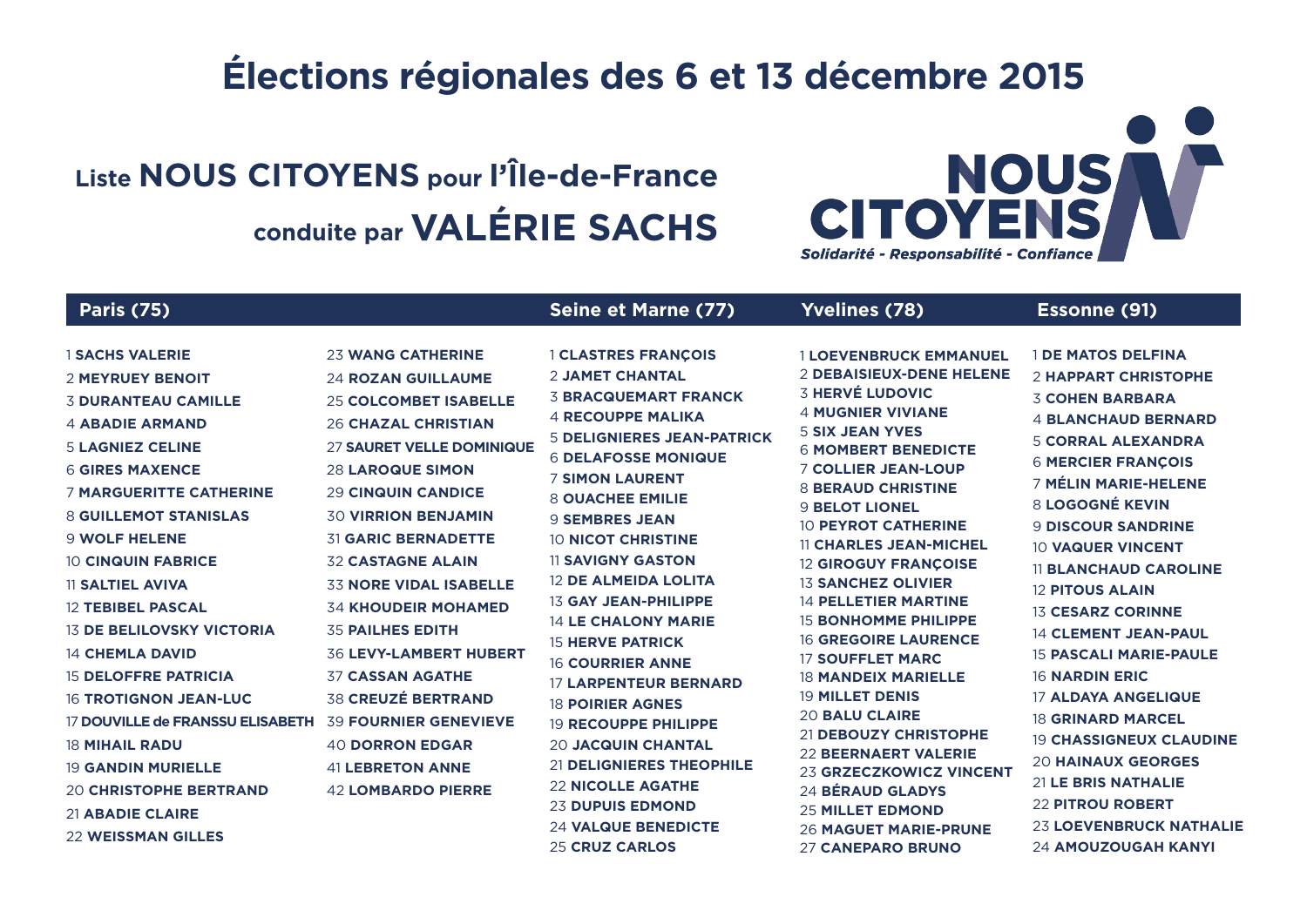# Élections régionales des 6 et 13 décembre 2015

## Liste **NOUS CITOYENS** pour l'Île-de-France conduite par **VALÉRIE SACHS**

**NOUS CITOYENS**
*Solidarité - Responsabilité - Confiance*

### Paris (75)

1 **SACHS VALERIE**
2 **MEYRUEY BENOIT**
3 **DURANTEAU CAMILLE**
4 **ABADIE ARMAND**
5 **LAGNIEZ CELINE**
6 **GIRES MAXENCE**
7 **MARGUERITTE CATHERINE**
8 **GUILLEMOT STANISLAS**
9 **WOLF HELENE**
10 **CINQUIN FABRICE**
11 **SALTIEL AVIVA**
12 **TEBIBEL PASCAL**
13 **DE BELILOVSKY VICTORIA**
14 **CHEMLA DAVID**
15 **DELOFFRE PATRICIA**
16 **TROTIGNON JEAN-LUC**
17 **DOUVILLE de FRANSSU ELISABETH**
18 **MIHAIL RADU**
19 **GANDIN MURIELLE**
20 **CHRISTOPHE BERTRAND**
21 **ABADIE CLAIRE**
22 **WEISSMAN GILLES**
23 **WANG CATHERINE**
24 **ROZAN GUILLAUME**
25 **COLCOMBET ISABELLE**
26 **CHAZAL CHRISTIAN**
27 **SAURET VELLE DOMINIQUE**
28 **LAROQUE SIMON**
29 **CINQUIN CANDICE**
30 **VIRRION BENJAMIN**
31 **GARIC BERNADETTE**
32 **CASTAGNE ALAIN**
33 **NORE VIDAL ISABELLE**
34 **KHOUDEIR MOHAMED**
35 **PAILHES EDITH**
36 **LEVY-LAMBERT HUBERT**
37 **CASSAN AGATHE**
38 **CREUZÉ BERTRAND**
39 **FOURNIER GENEVIEVE**
40 **DORRON EDGAR**
41 **LEBRETON ANNE**
42 **LOMBARDO PIERRE**

### Seine et Marne (77)

1 **CLASTRES FRANÇOIS**
2 **JAMET CHANTAL**
3 **BRACQUEMART FRANCK**
4 **RECOUPPE MALIKA**
5 **DELIGNIERES JEAN-PATRICK**
6 **DELAFOSSE MONIQUE**
7 **SIMON LAURENT**
8 **OUACHEE EMILIE**
9 **SEMBRES JEAN**
10 **NICOT CHRISTINE**
11 **SAVIGNY GASTON**
12 **DE ALMEIDA LOLITA**
13 **GAY JEAN-PHILIPPE**
14 **LE CHALONY MARIE**
15 **HERVE PATRICK**
16 **COURRIER ANNE**
17 **LARPENTEUR BERNARD**
18 **POIRIER AGNES**
19 **RECOUPPE PHILIPPE**
20 **JACQUIN CHANTAL**
21 **DELIGNIERES THEOPHILE**
22 **NICOLLE AGATHE**
23 **DUPUIS EDMOND**
24 **VALQUE BENEDICTE**
25 **CRUZ CARLOS**

### Yvelines (78)

1 **LOEVENBRUCK EMMANUEL**
2 **DEBAISIEUX-DENE HELENE**
3 **HERVÉ LUDOVIC**
4 **MUGNIER VIVIANE**
5 **SIX JEAN YVES**
6 **MOMBERT BENEDICTE**
7 **COLLIER JEAN-LOUP**
8 **BERAUD CHRISTINE**
9 **BELOT LIONEL**
10 **PEYROT CATHERINE**
11 **CHARLES JEAN-MICHEL**
12 **GIROGUY FRANÇOISE**
13 **SANCHEZ OLIVIER**
14 **PELLETIER MARTINE**
15 **BONHOMME PHILIPPE**
16 **GREGOIRE LAURENCE**
17 **SOUFFLET MARC**
18 **MANDEIX MARIELLE**
19 **MILLET DENIS**
20 **BALU CLAIRE**
21 **DEBOUZY CHRISTOPHE**
22 **BEERNAERT VALERIE**
23 **GRZECZKOWICZ VINCENT**
24 **BÉRAUD GLADYS**
25 **MILLET EDMOND**
26 **MAGUET MARIE-PRUNE**
27 **CANEPARO BRUNO**

### Essonne (91)

1 **DE MATOS DELFINA**
2 **HAPPART CHRISTOPHE**
3 **COHEN BARBARA**
4 **BLANCHAUD BERNARD**
5 **CORRAL ALEXANDRA**
6 **MERCIER FRANÇOIS**
7 **MÉLIN MARIE-HELENE**
8 **LOGOGNÉ KEVIN**
9 **DISCOUR SANDRINE**
10 **VAQUER VINCENT**
11 **BLANCHAUD CAROLINE**
12 **PITOUS ALAIN**
13 **CESARZ CORINNE**
14 **CLEMENT JEAN-PAUL**
15 **PASCALI MARIE-PAULE**
16 **NARDIN ERIC**
17 **ALDAYA ANGELIQUE**
18 **GRINARD MARCEL**
19 **CHASSIGNEUX CLAUDINE**
20 **HAINAUX GEORGES**
21 **LE BRIS NATHALIE**
22 **PITROU ROBERT**
23 **LOEVENBRUCK NATHALIE**
24 **AMOUZOUGAH KANYI**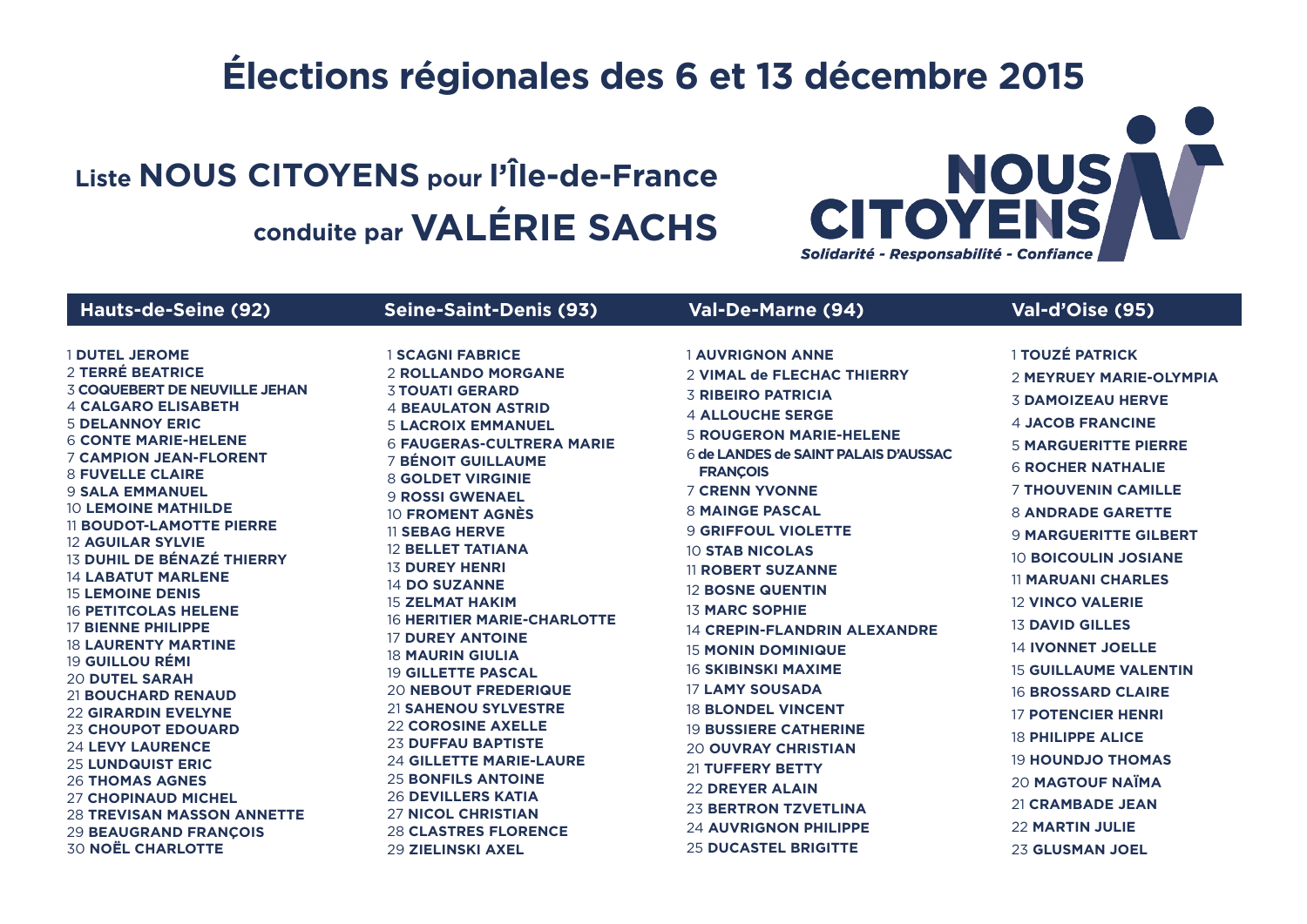# Élections régionales des 6 et 13 décembre 2015

## Liste **NOUS CITOYENS** pour l'Île-de-France conduite par **VALÉRIE SACHS**

**NOUS CITOYENS**
*Solidarité - Responsabilité - Confiance*

### Hauts-de-Seine (92)

1 **DUTEL JEROME**
2 **TERRÉ BEATRICE**
3 **COQUEBERT DE NEUVILLE JEHAN**
4 **CALGARO ELISABETH**
5 **DELANNOY ERIC**
6 **CONTE MARIE-HELENE**
7 **CAMPION JEAN-FLORENT**
8 **FUVELLE CLAIRE**
9 **SALA EMMANUEL**
10 **LEMOINE MATHILDE**
11 **BOUDOT-LAMOTTE PIERRE**
12 **AGUILAR SYLVIE**
13 **DUHIL DE BÉNAZÉ THIERRY**
14 **LABATUT MARLENE**
15 **LEMOINE DENIS**
16 **PETITCOLAS HELENE**
17 **BIENNE PHILIPPE**
18 **LAURENTY MARTINE**
19 **GUILLOU RÉMI**
20 **DUTEL SARAH**
21 **BOUCHARD RENAUD**
22 **GIRARDIN EVELYNE**
23 **CHOUPOT EDOUARD**
24 **LEVY LAURENCE**
25 **LUNDQUIST ERIC**
26 **THOMAS AGNES**
27 **CHOPINAUD MICHEL**
28 **TREVISAN MASSON ANNETTE**
29 **BEAUGRAND FRANÇOIS**
30 **NOËL CHARLOTTE**

### Seine-Saint-Denis (93)

1 **SCAGNI FABRICE**
2 **ROLLANDO MORGANE**
3 **TOUATI GERARD**
4 **BEAULATON ASTRID**
5 **LACROIX EMMANUEL**
6 **FAUGERAS-CULTRERA MARIE**
7 **BÉNOIT GUILLAUME**
8 **GOLDET VIRGINIE**
9 **ROSSI GWENAEL**
10 **FROMENT AGNÈS**
11 **SEBAG HERVE**
12 **BELLET TATIANA**
13 **DUREY HENRI**
14 **DO SUZANNE**
15 **ZELMAT HAKIM**
16 **HERITIER MARIE-CHARLOTTE**
17 **DUREY ANTOINE**
18 **MAURIN GIULIA**
19 **GILLETTE PASCAL**
20 **NEBOUT FREDERIQUE**
21 **SAHENOU SYLVESTRE**
22 **COROSINE AXELLE**
23 **DUFFAU BAPTISTE**
24 **GILLETTE MARIE-LAURE**
25 **BONFILS ANTOINE**
26 **DEVILLERS KATIA**
27 **NICOL CHRISTIAN**
28 **CLASTRES FLORENCE**
29 **ZIELINSKI AXEL**

### Val-De-Marne (94)

1 **AUVRIGNON ANNE**
2 **VIMAL de FLECHAC THIERRY**
3 **RIBEIRO PATRICIA**
4 **ALLOUCHE SERGE**
5 **ROUGERON MARIE-HELENE**
6 **de LANDES de SAINT PALAIS D'AUSSAC FRANÇOIS**
7 **CRENN YVONNE**
8 **MAINGE PASCAL**
9 **GRIFFOUL VIOLETTE**
10 **STAB NICOLAS**
11 **ROBERT SUZANNE**
12 **BOSNE QUENTIN**
13 **MARC SOPHIE**
14 **CREPIN-FLANDRIN ALEXANDRE**
15 **MONIN DOMINIQUE**
16 **SKIBINSKI MAXIME**
17 **LAMY SOUSADA**
18 **BLONDEL VINCENT**
19 **BUSSIERE CATHERINE**
20 **OUVRAY CHRISTIAN**
21 **TUFFERY BETTY**
22 **DREYER ALAIN**
23 **BERTRON TZVETLINA**
24 **AUVRIGNON PHILIPPE**
25 **DUCASTEL BRIGITTE**

### Val-d'Oise (95)

1 **TOUZÉ PATRICK**
2 **MEYRUEY MARIE-OLYMPIA**
3 **DAMOIZEAU HERVE**
4 **JACOB FRANCINE**
5 **MARGUERITTE PIERRE**
6 **ROCHER NATHALIE**
7 **THOUVENIN CAMILLE**
8 **ANDRADE GARETTE**
9 **MARGUERITTE GILBERT**
10 **BOICOULIN JOSIANE**
11 **MARUANI CHARLES**
12 **VINCO VALERIE**
13 **DAVID GILLES**
14 **IVONNET JOELLE**
15 **GUILLAUME VALENTIN**
16 **BROSSARD CLAIRE**
17 **POTENCIER HENRI**
18 **PHILIPPE ALICE**
19 **HOUNDJO THOMAS**
20 **MAGTOUF NAÏMA**
21 **CRAMBADE JEAN**
22 **MARTIN JULIE**
23 **GLUSMAN JOEL**